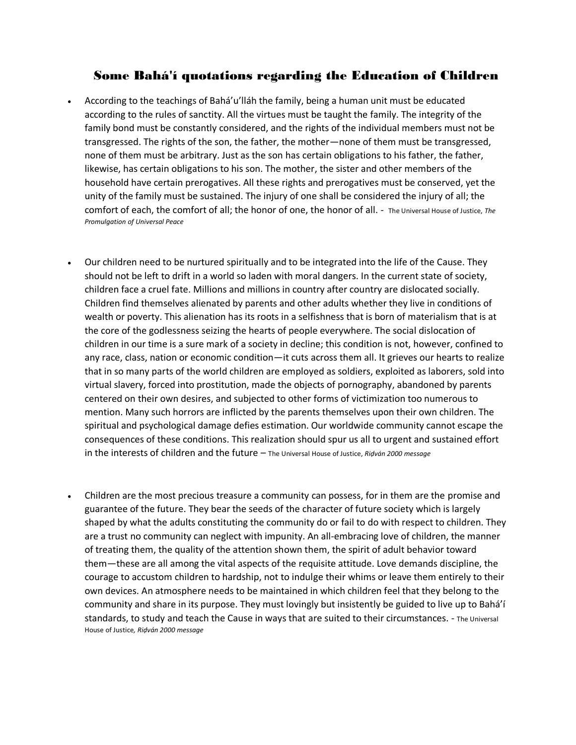# Some Bahá'í quotations regarding the Education of Children

- According to the teachings of Bahá'u'lláh the family, being a human unit must be educated according to the rules of sanctity. All the virtues must be taught the family. The integrity of the family bond must be constantly considered, and the rights of the individual members must not be transgressed. The rights of the son, the father, the mother—none of them must be transgressed, none of them must be arbitrary. Just as the son has certain obligations to his father, the father, likewise, has certain obligations to his son. The mother, the sister and other members of the household have certain prerogatives. All these rights and prerogatives must be conserved, yet the unity of the family must be sustained. The injury of one shall be considered the injury of all; the comfort of each, the comfort of all; the honor of one, the honor of all. - The Universal House of Justice, *The Promulgation of Universal Peace*

- Our children need to be nurtured spiritually and to be integrated into the life of the Cause. They should not be left to drift in a world so laden with moral dangers. In the current state of society, children face a cruel fate. Millions and millions in country after country are dislocated socially. Children find themselves alienated by parents and other adults whether they live in conditions of wealth or poverty. This alienation has its roots in a selfishness that is born of materialism that is at the core of the godlessness seizing the hearts of people everywhere. The social dislocation of children in our time is a sure mark of a society in decline; this condition is not, however, confined to any race, class, nation or economic condition—it cuts across them all. It grieves our hearts to realize that in so many parts of the world children are employed as soldiers, exploited as laborers, sold into virtual slavery, forced into prostitution, made the objects of pornography, abandoned by parents centered on their own desires, and subjected to other forms of victimization too numerous to mention. Many such horrors are inflicted by the parents themselves upon their own children. The spiritual and psychological damage defies estimation. Our worldwide community cannot escape the consequences of these conditions. This realization should spur us all to urgent and sustained effort in the interests of children and the future – The Universal House of Justice, *Riḍván 2000 message*

- Children are the most precious treasure a community can possess, for in them are the promise and guarantee of the future. They bear the seeds of the character of future society which is largely shaped by what the adults constituting the community do or fail to do with respect to children. They are a trust no community can neglect with impunity. An all-embracing love of children, the manner of treating them, the quality of the attention shown them, the spirit of adult behavior toward them—these are all among the vital aspects of the requisite attitude. Love demands discipline, the courage to accustom children to hardship, not to indulge their whims or leave them entirely to their own devices. An atmosphere needs to be maintained in which children feel that they belong to the community and share in its purpose. They must lovingly but insistently be guided to live up to Bahá'í standards, to study and teach the Cause in ways that are suited to their circumstances. - The Universal House of Justice*, Riḍván 2000 message*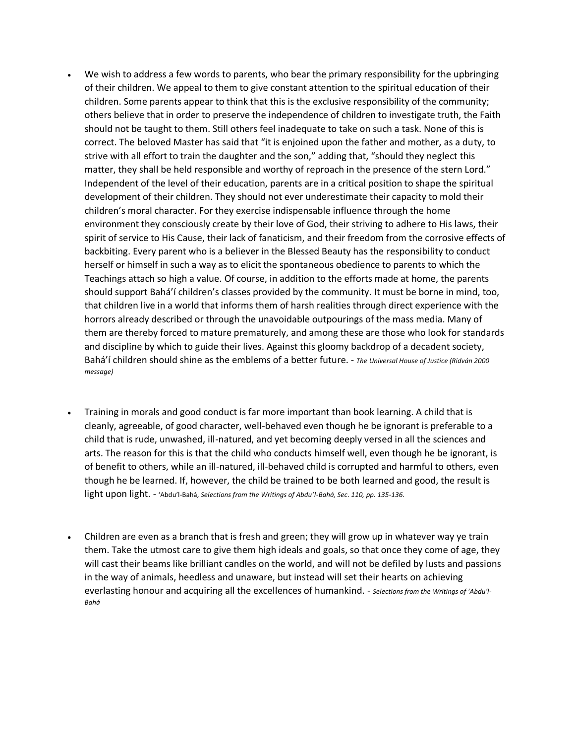- We wish to address a few words to parents, who bear the primary responsibility for the upbringing of their children. We appeal to them to give constant attention to the spiritual education of their children. Some parents appear to think that this is the exclusive responsibility of the community; others believe that in order to preserve the independence of children to investigate truth, the Faith should not be taught to them. Still others feel inadequate to take on such a task. None of this is correct. The beloved Master has said that "it is enjoined upon the father and mother, as a duty, to strive with all effort to train the daughter and the son," adding that, "should they neglect this matter, they shall be held responsible and worthy of reproach in the presence of the stern Lord." Independent of the level of their education, parents are in a critical position to shape the spiritual development of their children. They should not ever underestimate their capacity to mold their children's moral character. For they exercise indispensable influence through the home environment they consciously create by their love of God, their striving to adhere to His laws, their spirit of service to His Cause, their lack of fanaticism, and their freedom from the corrosive effects of backbiting. Every parent who is a believer in the Blessed Beauty has the responsibility to conduct herself or himself in such a way as to elicit the spontaneous obedience to parents to which the Teachings attach so high a value. Of course, in addition to the efforts made at home, the parents should support Bahá'í children's classes provided by the community. It must be borne in mind, too, that children live in a world that informs them of harsh realities through direct experience with the horrors already described or through the unavoidable outpourings of the mass media. Many of them are thereby forced to mature prematurely, and among these are those who look for standards and discipline by which to guide their lives. Against this gloomy backdrop of a decadent society, Bahá'í children should shine as the emblems of a better future. - *The Universal House of Justice (Ridván 2000 message)*

- Training in morals and good conduct is far more important than book learning. A child that is cleanly, agreeable, of good character, well-behaved even though he be ignorant is preferable to a child that is rude, unwashed, ill-natured, and yet becoming deeply versed in all the sciences and arts. The reason for this is that the child who conducts himself well, even though he be ignorant, is of benefit to others, while an ill-natured, ill-behaved child is corrupted and harmful to others, even though he be learned. If, however, the child be trained to be both learned and good, the result is light upon light. - 'Abdu'l-Bahá, *Selections from the Writings of Abdu'l-Bahá, Sec. 110, pp. 135-136.*

- Children are even as a branch that is fresh and green; they will grow up in whatever way ye train them. Take the utmost care to give them high ideals and goals, so that once they come of age, they will cast their beams like brilliant candles on the world, and will not be defiled by lusts and passions in the way of animals, heedless and unaware, but instead will set their hearts on achieving everlasting honour and acquiring all the excellences of humankind. - *Selections from the Writings of 'Abdu'l-Bahá*